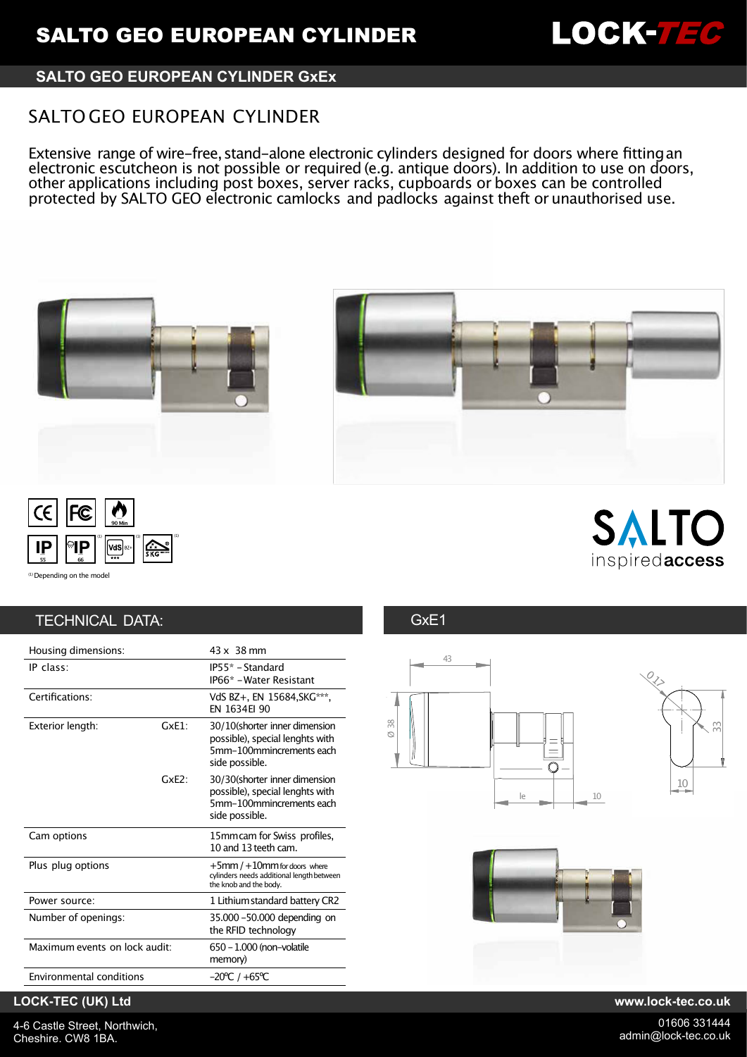# SALTO GEO EUROPEAN CYLINDER

## SALTO GEO EUROPEAN CYLINDER GxEx

## SALTO GEO EUROPEAN CYLINDER

Extensive range of wire-free, stand-alone electronic cylinders designed for doors where fitting an electronic escutcheon is not possible or required (e.g. antique doors). In addition to use on doors, other applications including post boxes, server racks, cupboards or boxes can be controlled protected by SALTO GEO electronic camlocks and padlocks against theft or unauthorised use.

[1] Depending on the model

## TECHNICAL DATA:

| | | |
|---|---|---|
| Housing dimensions: | | 43 x 38 mm |
| IP class: | | IP55* - Standard<br>IP66* - Water Resistant |
| Certifications: | | VdS BZ+, EN 15684,SKG***, EN 1634EI 90 |
| Exterior length: | GxE1: | 30/10(shorter inner dimension possible), special lenghts with 5mm-100mmincrements each side possible. |
| | GxE2: | 30/30(shorter inner dimension possible), special lenghts with 5mm-100mmincrements each side possible. |
| Cam options | | 15mmcam for Swiss profiles, 10 and 13 teeth cam. |
| Plus plug options | | +5mm / +10mm for doors where cylinders needs additional length between the knob and the body. |
| Power source: | | 1 Lithium standard battery CR2 |
| Number of openings: | | 35.000 -50.000 depending on the RFID technology |
| Maximum events on lock audit: | | 650 - 1.000 (non-volatile memory) |
| Environmental conditions | | -20ºC / +65ºC |

## GxE1

**LOCK-TEC (UK) Ltd**

4-6 Castle Street, Northwich, Cheshire. CW8 1BA.

www.lock-tec.co.uk

01606 331444
admin@lock-tec.co.uk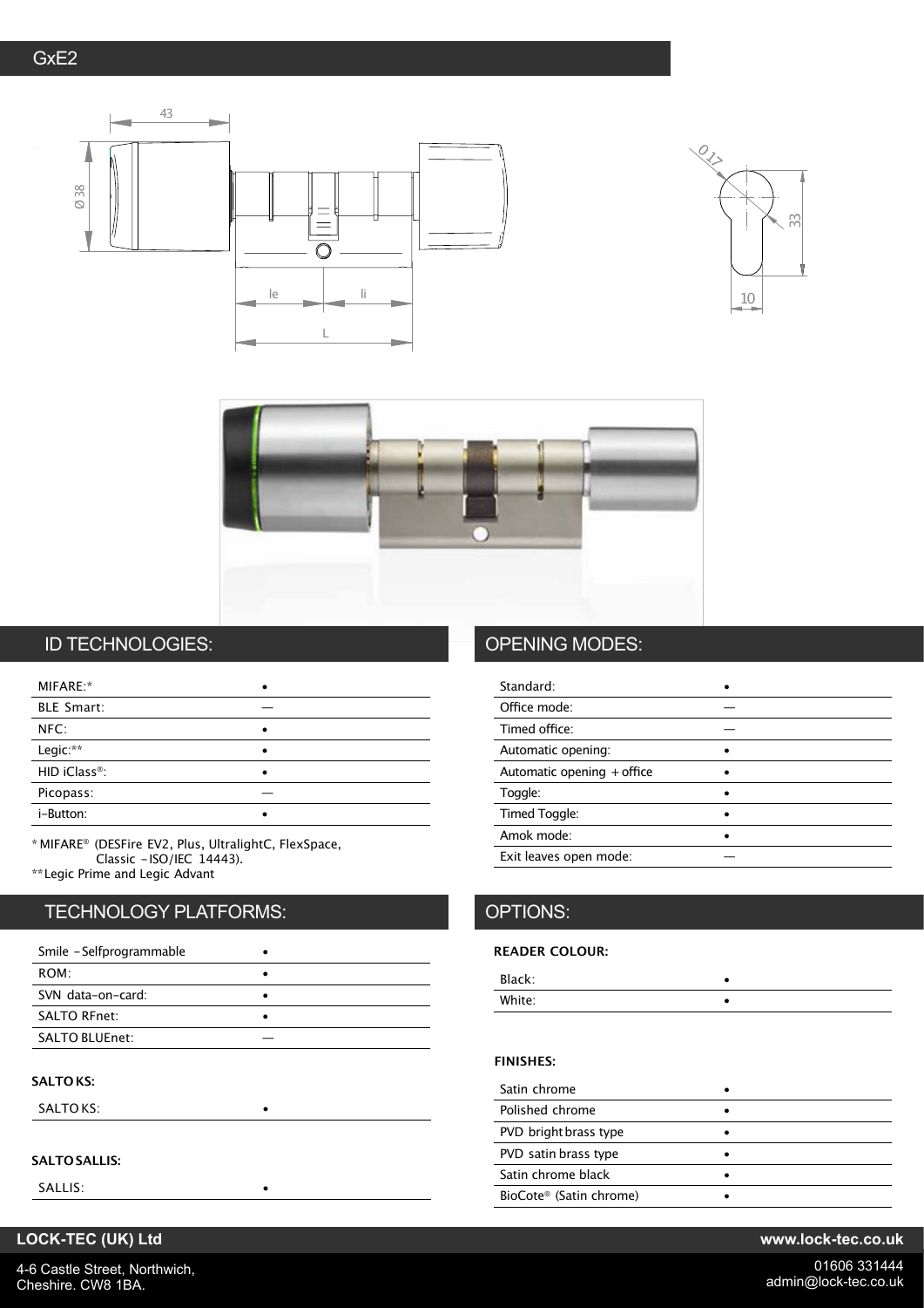# GxE2

43

Ø 38

le

li

L

Ø17

33

10

## ID TECHNOLOGIES:

| | |
|---|---|
| MIFARE:* | • |
| BLE Smart: | — |
| NFC: | • |
| Legic:** | • |
| HID iClass®: | • |
| Picopass: | — |
| i-Button: | • |

* MIFARE® (DESFire EV2, Plus, UltralightC, FlexSpace, Classic - ISO/IEC 14443).
**Legic Prime and Legic Advant

## TECHNOLOGY PLATFORMS:

| | |
|---|---|
| Smile - Selfprogrammable | • |
| ROM: | • |
| SVN data-on-card: | • |
| SALTO RFnet: | • |
| SALTO BLUEnet: | — |

**SALTO KS:**

| | |
|---|---|
| SALTO KS: | • |

**SALTO SALLIS:**

| | |
|---|---|
| SALLIS: | • |

## OPENING MODES:

| | |
|---|---|
| Standard: | • |
| Office mode: | — |
| Timed office: | — |
| Automatic opening: | • |
| Automatic opening + office | • |
| Toggle: | • |
| Timed Toggle: | • |
| Amok mode: | • |
| Exit leaves open mode: | — |

## OPTIONS:

**READER COLOUR:**

| | |
|---|---|
| Black: | • |
| White: | • |

**FINISHES:**

| | |
|---|---|
| Satin chrome | • |
| Polished chrome | • |
| PVD bright brass type | • |
| PVD satin brass type | • |
| Satin chrome black | • |
| BioCote® (Satin chrome) | • |

**LOCK-TEC (UK) Ltd**

4-6 Castle Street, Northwich,
Cheshire. CW8 1BA.

**www.lock-tec.co.uk**

01606 331444
admin@lock-tec.co.uk